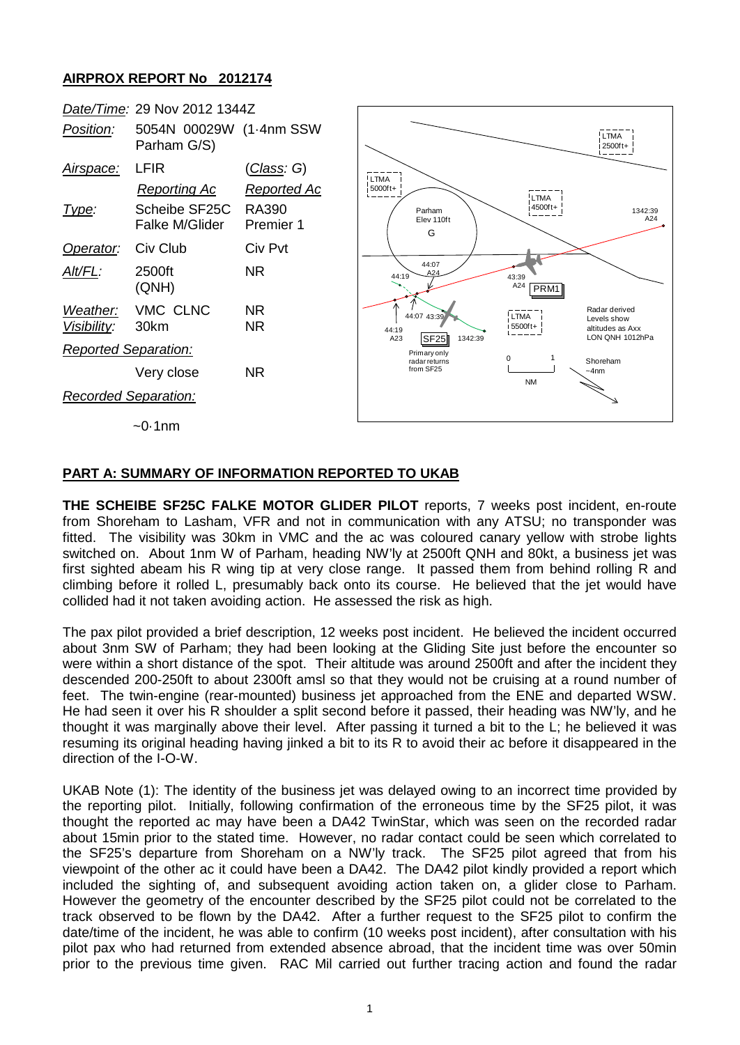**AIRPROX REPORT No 2012174**

| | | |
|---|---|---|
| *Date/Time:* | 29 Nov 2012 1344Z | |
| *Position:* | 5054N 00029W (1·4nm SSW Parham G/S) | |
| *Airspace:* | LFIR | (*Class:* G) |
| | *Reporting Ac* | *Reported Ac* |
| *Type:* | Scheibe SF25C Falke M/Glider | RA390 Premier 1 |
| *Operator:* | Civ Club | Civ Pvt |
| *Alt/FL:* | 2500ft (QNH) | NR |
| *Weather:* | VMC CLNC | NR |
| *Visibility:* | 30km | NR |
| *Reported Separation:* | | |
| | Very close | NR |
| *Recorded Separation:* | | |
| | ~0·1nm | |

## PART A: SUMMARY OF INFORMATION REPORTED TO UKAB

**THE SCHEIBE SF25C FALKE MOTOR GLIDER PILOT** reports, 7 weeks post incident, en-route from Shoreham to Lasham, VFR and not in communication with any ATSU; no transponder was fitted. The visibility was 30km in VMC and the ac was coloured canary yellow with strobe lights switched on. About 1nm W of Parham, heading NW'ly at 2500ft QNH and 80kt, a business jet was first sighted abeam his R wing tip at very close range. It passed them from behind rolling R and climbing before it rolled L, presumably back onto its course. He believed that the jet would have collided had it not taken avoiding action. He assessed the risk as high.

The pax pilot provided a brief description, 12 weeks post incident. He believed the incident occurred about 3nm SW of Parham; they had been looking at the Gliding Site just before the encounter so were within a short distance of the spot. Their altitude was around 2500ft and after the incident they descended 200-250ft to about 2300ft amsl so that they would not be cruising at a round number of feet. The twin-engine (rear-mounted) business jet approached from the ENE and departed WSW. He had seen it over his R shoulder a split second before it passed, their heading was NW'ly, and he thought it was marginally above their level. After passing it turned a bit to the L; he believed it was resuming its original heading having jinked a bit to its R to avoid their ac before it disappeared in the direction of the I-O-W.

UKAB Note (1): The identity of the business jet was delayed owing to an incorrect time provided by the reporting pilot. Initially, following confirmation of the erroneous time by the SF25 pilot, it was thought the reported ac may have been a DA42 TwinStar, which was seen on the recorded radar about 15min prior to the stated time. However, no radar contact could be seen which correlated to the SF25's departure from Shoreham on a NW'ly track. The SF25 pilot agreed that from his viewpoint of the other ac it could have been a DA42. The DA42 pilot kindly provided a report which included the sighting of, and subsequent avoiding action taken on, a glider close to Parham. However the geometry of the encounter described by the SF25 pilot could not be correlated to the track observed to be flown by the DA42. After a further request to the SF25 pilot to confirm the date/time of the incident, he was able to confirm (10 weeks post incident), after consultation with his pilot pax who had returned from extended absence abroad, that the incident time was over 50min prior to the previous time given. RAC Mil carried out further tracing action and found the radar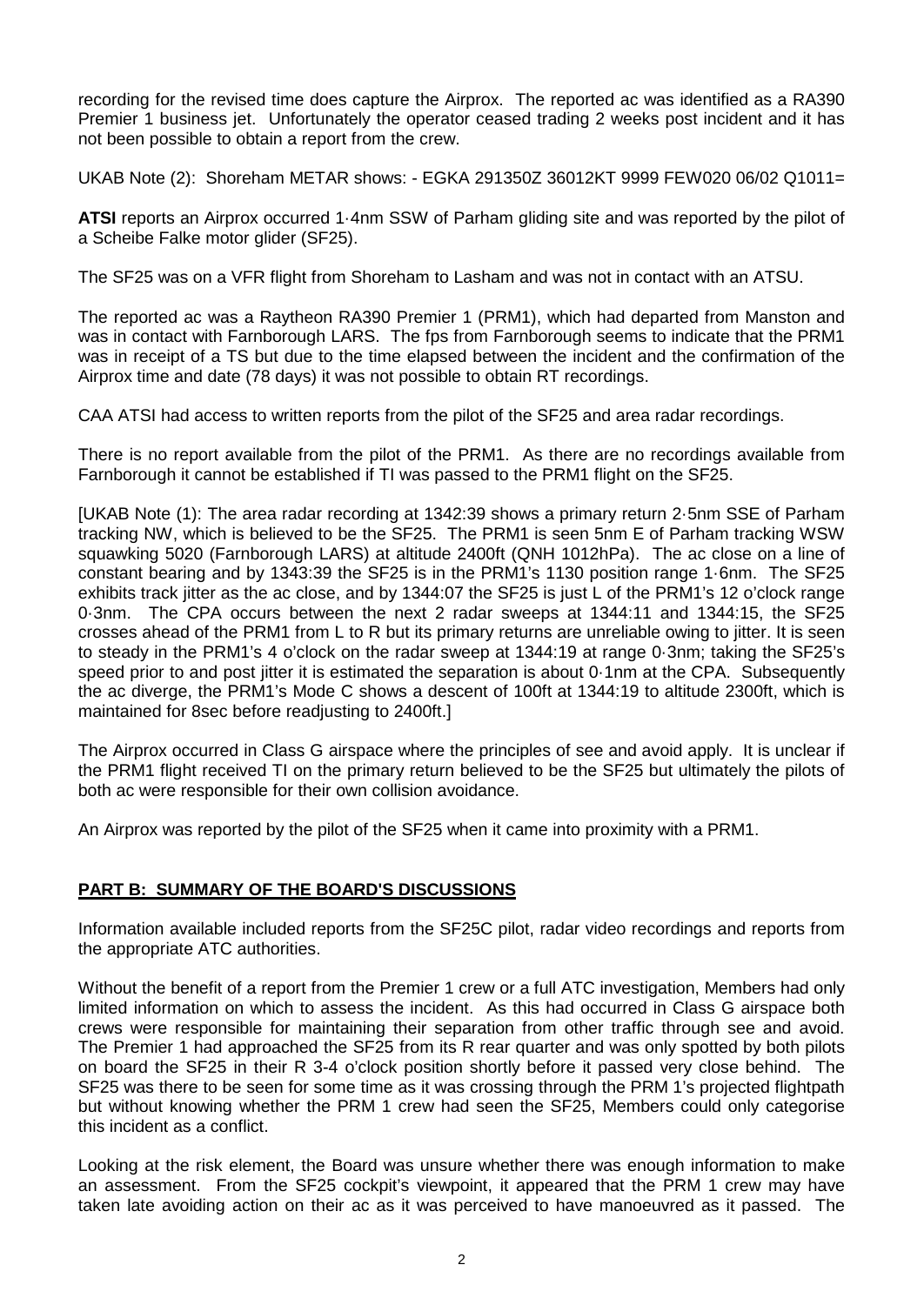recording for the revised time does capture the Airprox. The reported ac was identified as a RA390 Premier 1 business jet. Unfortunately the operator ceased trading 2 weeks post incident and it has not been possible to obtain a report from the crew.

UKAB Note (2): Shoreham METAR shows: - EGKA 291350Z 36012KT 9999 FEW020 06/02 Q1011=

**ATSI** reports an Airprox occurred 1·4nm SSW of Parham gliding site and was reported by the pilot of a Scheibe Falke motor glider (SF25).

The SF25 was on a VFR flight from Shoreham to Lasham and was not in contact with an ATSU.

The reported ac was a Raytheon RA390 Premier 1 (PRM1), which had departed from Manston and was in contact with Farnborough LARS. The fps from Farnborough seems to indicate that the PRM1 was in receipt of a TS but due to the time elapsed between the incident and the confirmation of the Airprox time and date (78 days) it was not possible to obtain RT recordings.

CAA ATSI had access to written reports from the pilot of the SF25 and area radar recordings.

There is no report available from the pilot of the PRM1. As there are no recordings available from Farnborough it cannot be established if TI was passed to the PRM1 flight on the SF25.

[UKAB Note (1): The area radar recording at 1342:39 shows a primary return 2·5nm SSE of Parham tracking NW, which is believed to be the SF25. The PRM1 is seen 5nm E of Parham tracking WSW squawking 5020 (Farnborough LARS) at altitude 2400ft (QNH 1012hPa). The ac close on a line of constant bearing and by 1343:39 the SF25 is in the PRM1's 1130 position range 1·6nm. The SF25 exhibits track jitter as the ac close, and by 1344:07 the SF25 is just L of the PRM1's 12 o'clock range 0·3nm. The CPA occurs between the next 2 radar sweeps at 1344:11 and 1344:15, the SF25 crosses ahead of the PRM1 from L to R but its primary returns are unreliable owing to jitter. It is seen to steady in the PRM1's 4 o'clock on the radar sweep at 1344:19 at range 0·3nm; taking the SF25's speed prior to and post jitter it is estimated the separation is about 0·1nm at the CPA. Subsequently the ac diverge, the PRM1's Mode C shows a descent of 100ft at 1344:19 to altitude 2300ft, which is maintained for 8sec before readjusting to 2400ft.]

The Airprox occurred in Class G airspace where the principles of see and avoid apply. It is unclear if the PRM1 flight received TI on the primary return believed to be the SF25 but ultimately the pilots of both ac were responsible for their own collision avoidance.

An Airprox was reported by the pilot of the SF25 when it came into proximity with a PRM1.

## PART B: SUMMARY OF THE BOARD'S DISCUSSIONS

Information available included reports from the SF25C pilot, radar video recordings and reports from the appropriate ATC authorities.

Without the benefit of a report from the Premier 1 crew or a full ATC investigation, Members had only limited information on which to assess the incident. As this had occurred in Class G airspace both crews were responsible for maintaining their separation from other traffic through see and avoid. The Premier 1 had approached the SF25 from its R rear quarter and was only spotted by both pilots on board the SF25 in their R 3-4 o'clock position shortly before it passed very close behind. The SF25 was there to be seen for some time as it was crossing through the PRM 1's projected flightpath but without knowing whether the PRM 1 crew had seen the SF25, Members could only categorise this incident as a conflict.

Looking at the risk element, the Board was unsure whether there was enough information to make an assessment. From the SF25 cockpit's viewpoint, it appeared that the PRM 1 crew may have taken late avoiding action on their ac as it was perceived to have manoeuvred as it passed. The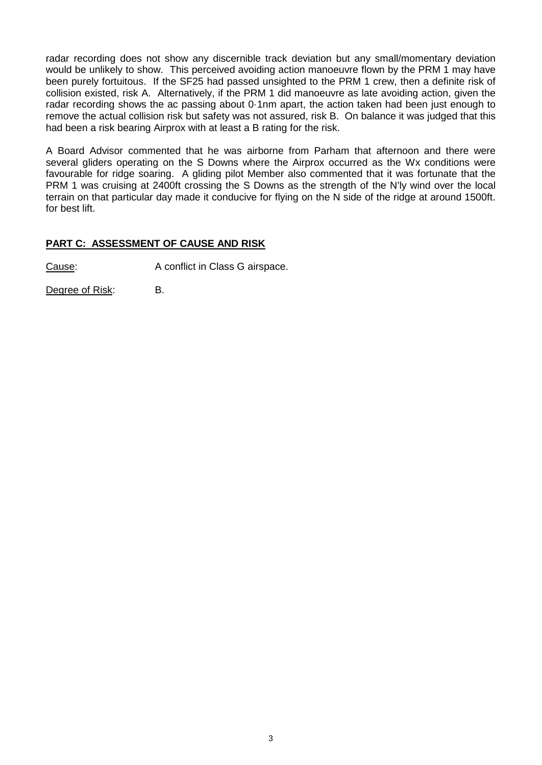radar recording does not show any discernible track deviation but any small/momentary deviation would be unlikely to show. This perceived avoiding action manoeuvre flown by the PRM 1 may have been purely fortuitous. If the SF25 had passed unsighted to the PRM 1 crew, then a definite risk of collision existed, risk A. Alternatively, if the PRM 1 did manoeuvre as late avoiding action, given the radar recording shows the ac passing about 0·1nm apart, the action taken had been just enough to remove the actual collision risk but safety was not assured, risk B. On balance it was judged that this had been a risk bearing Airprox with at least a B rating for the risk.

A Board Advisor commented that he was airborne from Parham that afternoon and there were several gliders operating on the S Downs where the Airprox occurred as the Wx conditions were favourable for ridge soaring. A gliding pilot Member also commented that it was fortunate that the PRM 1 was cruising at 2400ft crossing the S Downs as the strength of the N'ly wind over the local terrain on that particular day made it conducive for flying on the N side of the ridge at around 1500ft. for best lift.

## PART C: ASSESSMENT OF CAUSE AND RISK

Cause: A conflict in Class G airspace.

Degree of Risk: B.